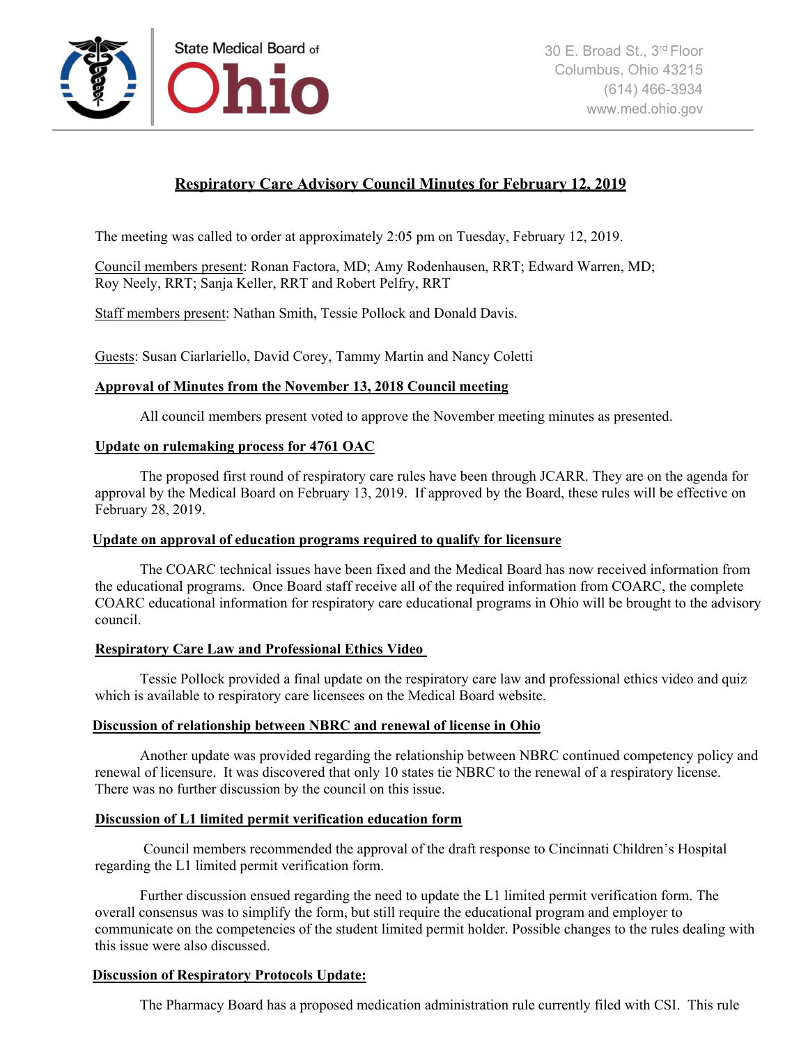State Medical Board of Ohio

30 E. Broad St., 3rd Floor
Columbus, Ohio 43215
(614) 466-3934
www.med.ohio.gov

# Respiratory Care Advisory Council Minutes for February 12, 2019

The meeting was called to order at approximately 2:05 pm on Tuesday, February 12, 2019.

Council members present: Ronan Factora, MD; Amy Rodenhausen, RRT; Edward Warren, MD; Roy Neely, RRT; Sanja Keller, RRT and Robert Pelfry, RRT

Staff members present: Nathan Smith, Tessie Pollock and Donald Davis.

Guests: Susan Ciarlariello, David Corey, Tammy Martin and Nancy Coletti

## Approval of Minutes from the November 13, 2018 Council meeting

All council members present voted to approve the November meeting minutes as presented.

## Update on rulemaking process for 4761 OAC

The proposed first round of respiratory care rules have been through JCARR. They are on the agenda for approval by the Medical Board on February 13, 2019. If approved by the Board, these rules will be effective on February 28, 2019.

## Update on approval of education programs required to qualify for licensure

The COARC technical issues have been fixed and the Medical Board has now received information from the educational programs. Once Board staff receive all of the required information from COARC, the complete COARC educational information for respiratory care educational programs in Ohio will be brought to the advisory council.

## Respiratory Care Law and Professional Ethics Video

Tessie Pollock provided a final update on the respiratory care law and professional ethics video and quiz which is available to respiratory care licensees on the Medical Board website.

## Discussion of relationship between NBRC and renewal of license in Ohio

Another update was provided regarding the relationship between NBRC continued competency policy and renewal of licensure. It was discovered that only 10 states tie NBRC to the renewal of a respiratory license. There was no further discussion by the council on this issue.

## Discussion of L1 limited permit verification education form

Council members recommended the approval of the draft response to Cincinnati Children's Hospital regarding the L1 limited permit verification form.

Further discussion ensued regarding the need to update the L1 limited permit verification form. The overall consensus was to simplify the form, but still require the educational program and employer to communicate on the competencies of the student limited permit holder. Possible changes to the rules dealing with this issue were also discussed.

## Discussion of Respiratory Protocols Update:

The Pharmacy Board has a proposed medication administration rule currently filed with CSI. This rule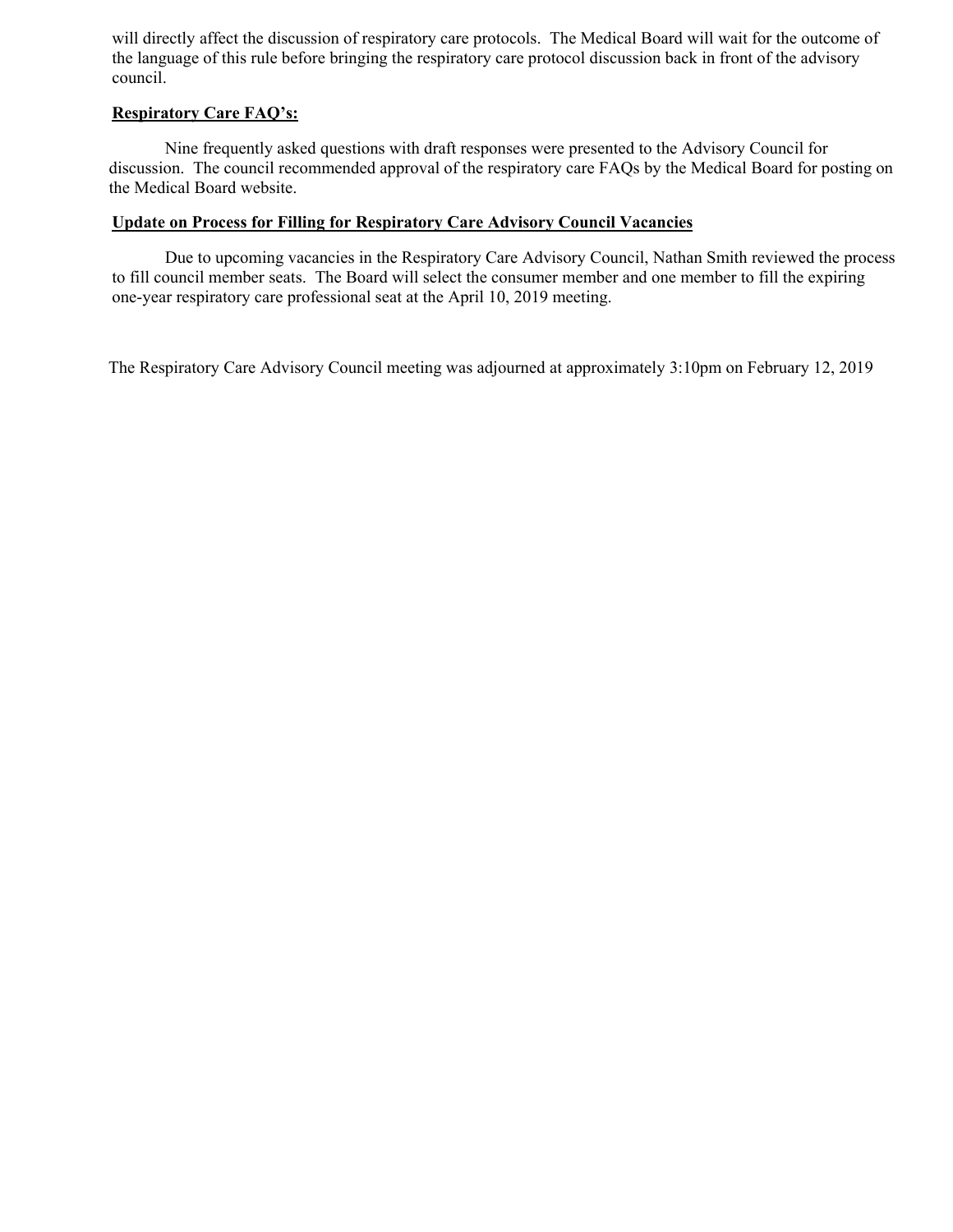will directly affect the discussion of respiratory care protocols. The Medical Board will wait for the outcome of the language of this rule before bringing the respiratory care protocol discussion back in front of the advisory council.

**Respiratory Care FAQ's:**

Nine frequently asked questions with draft responses were presented to the Advisory Council for discussion. The council recommended approval of the respiratory care FAQs by the Medical Board for posting on the Medical Board website.

**Update on Process for Filling for Respiratory Care Advisory Council Vacancies**

Due to upcoming vacancies in the Respiratory Care Advisory Council, Nathan Smith reviewed the process to fill council member seats. The Board will select the consumer member and one member to fill the expiring one-year respiratory care professional seat at the April 10, 2019 meeting.

The Respiratory Care Advisory Council meeting was adjourned at approximately 3:10pm on February 12, 2019